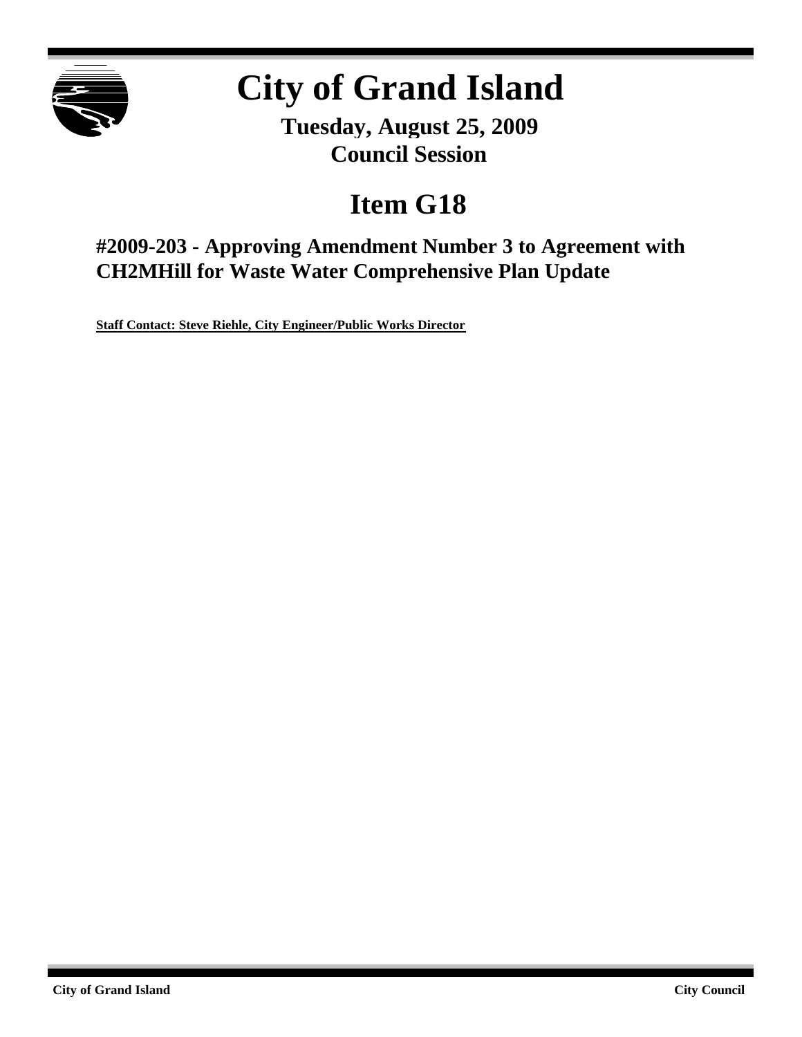# City of Grand Island

**Tuesday, August 25, 2009**
**Council Session**

# Item G18

## #2009-203 - Approving Amendment Number 3 to Agreement with CH2MHill for Waste Water Comprehensive Plan Update

**Staff Contact: Steve Riehle, City Engineer/Public Works Director**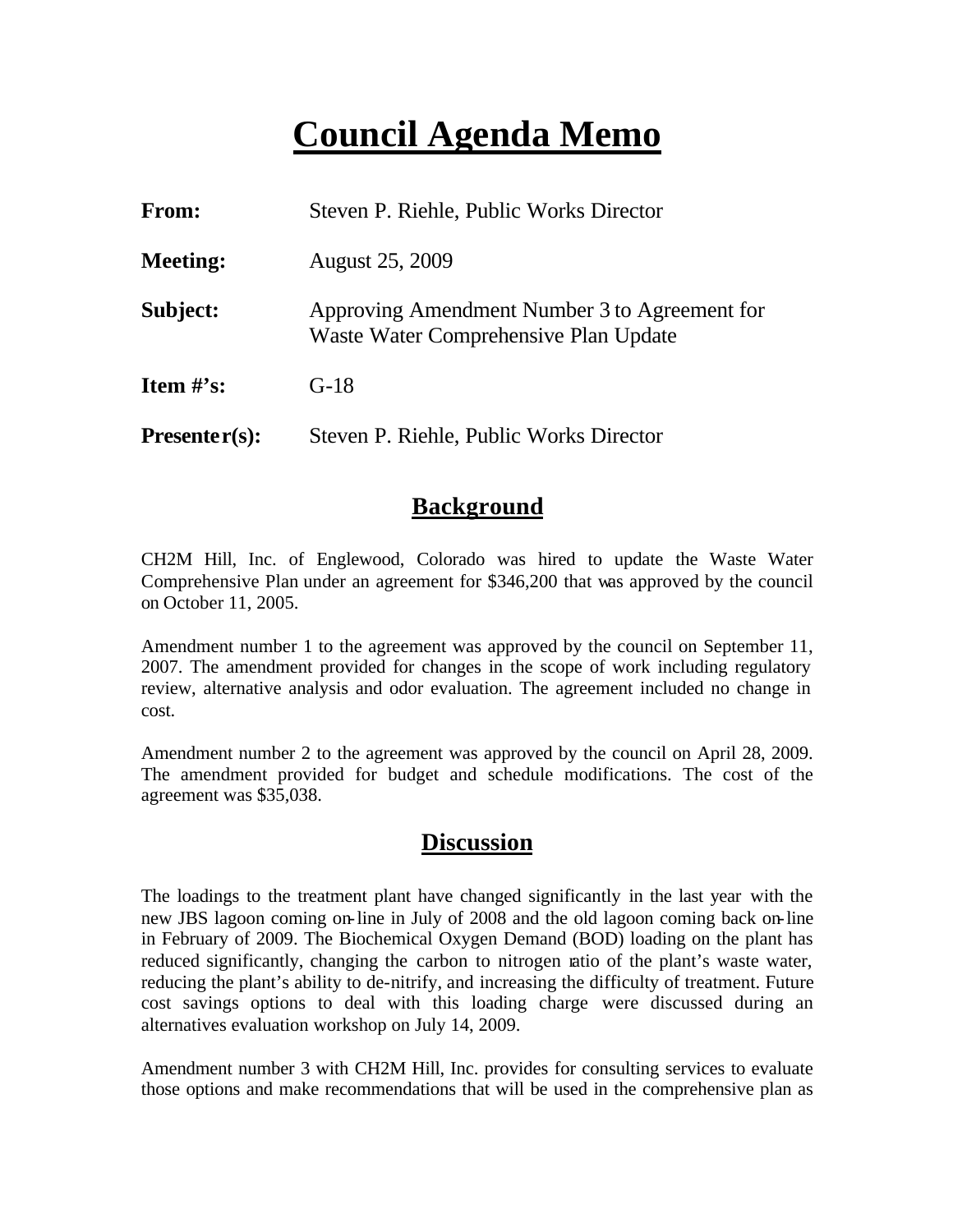# Council Agenda Memo

**From:** Steven P. Riehle, Public Works Director

**Meeting:** August 25, 2009

**Subject:** Approving Amendment Number 3 to Agreement for Waste Water Comprehensive Plan Update

**Item #'s:** G-18

**Presenter(s):** Steven P. Riehle, Public Works Director

## Background

CH2M Hill, Inc. of Englewood, Colorado was hired to update the Waste Water Comprehensive Plan under an agreement for $346,200 that was approved by the council on October 11, 2005.

Amendment number 1 to the agreement was approved by the council on September 11, 2007. The amendment provided for changes in the scope of work including regulatory review, alternative analysis and odor evaluation. The agreement included no change in cost.

Amendment number 2 to the agreement was approved by the council on April 28, 2009. The amendment provided for budget and schedule modifications. The cost of the agreement was $35,038.

## Discussion

The loadings to the treatment plant have changed significantly in the last year with the new JBS lagoon coming on-line in July of 2008 and the old lagoon coming back on-line in February of 2009. The Biochemical Oxygen Demand (BOD) loading on the plant has reduced significantly, changing the carbon to nitrogen ratio of the plant's waste water, reducing the plant's ability to de-nitrify, and increasing the difficulty of treatment. Future cost savings options to deal with this loading charge were discussed during an alternatives evaluation workshop on July 14, 2009.

Amendment number 3 with CH2M Hill, Inc. provides for consulting services to evaluate those options and make recommendations that will be used in the comprehensive plan as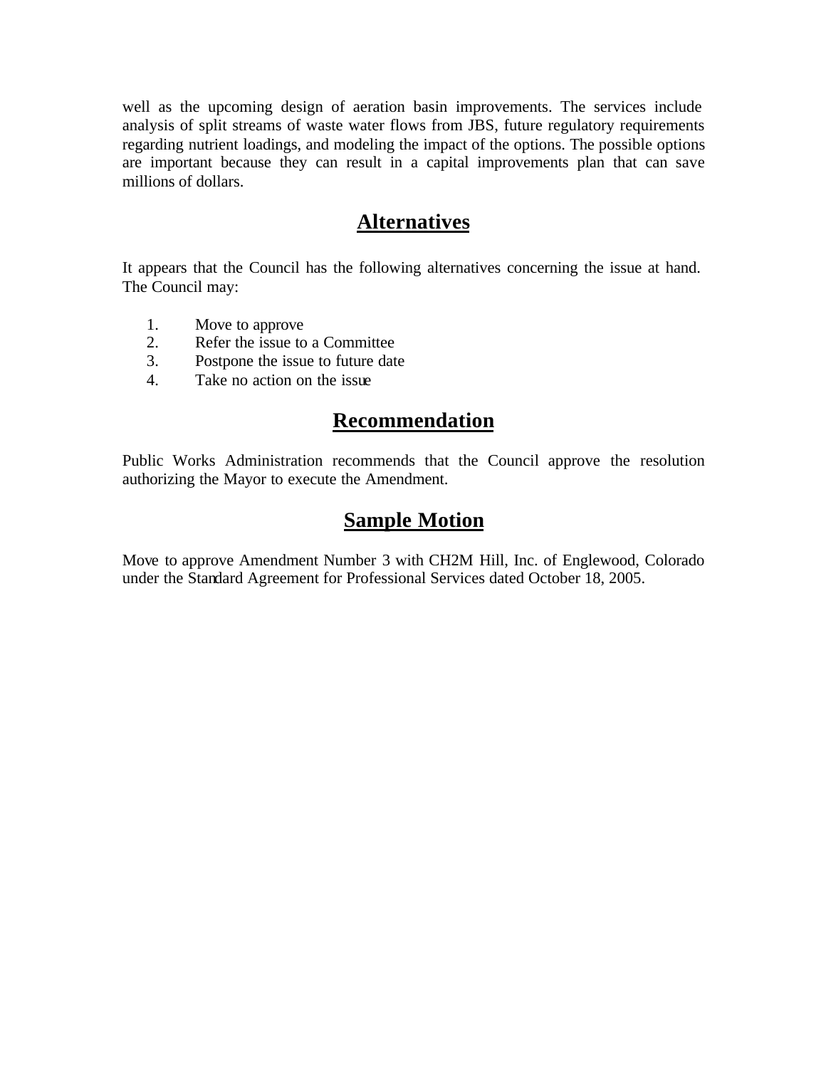well as the upcoming design of aeration basin improvements. The services include analysis of split streams of waste water flows from JBS, future regulatory requirements regarding nutrient loadings, and modeling the impact of the options. The possible options are important because they can result in a capital improvements plan that can save millions of dollars.

## Alternatives

It appears that the Council has the following alternatives concerning the issue at hand. The Council may:

1. Move to approve
2. Refer the issue to a Committee
3. Postpone the issue to future date
4. Take no action on the issue

## Recommendation

Public Works Administration recommends that the Council approve the resolution authorizing the Mayor to execute the Amendment.

## Sample Motion

Move to approve Amendment Number 3 with CH2M Hill, Inc. of Englewood, Colorado under the Standard Agreement for Professional Services dated October 18, 2005.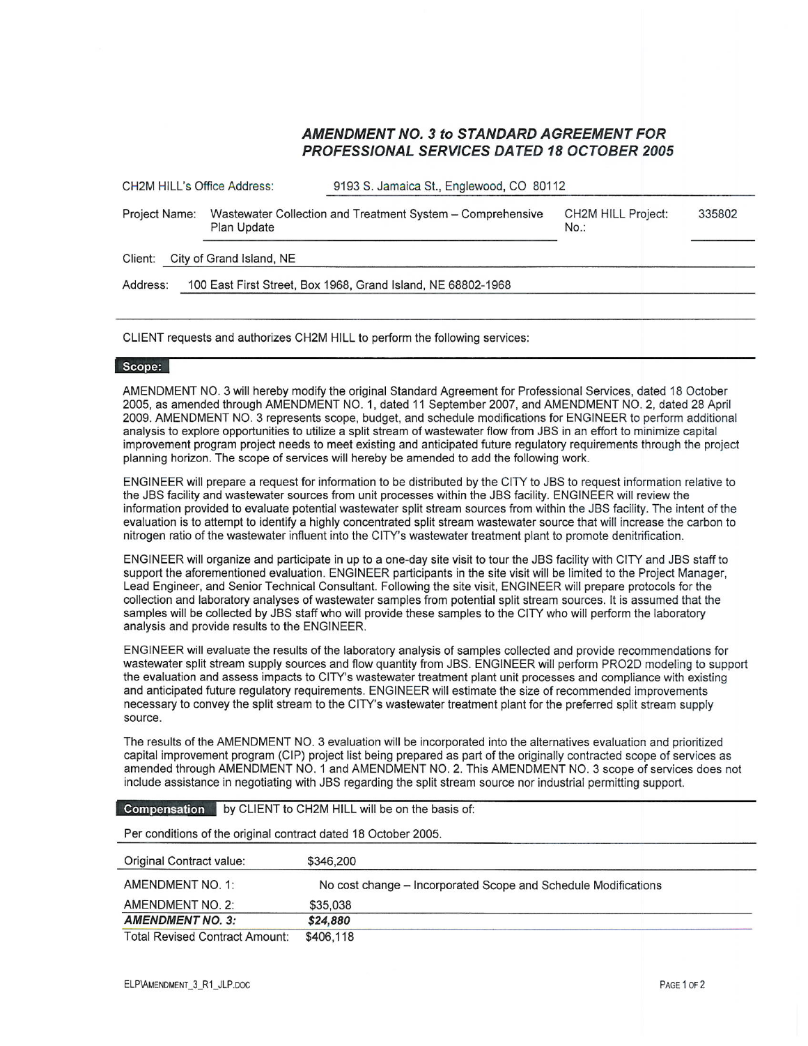## *AMENDMENT NO. 3 to STANDARD AGREEMENT FOR PROFESSIONAL SERVICES DATED 18 OCTOBER 2005*

| | | | |
|---|---|---|---|
| CH2M HILL's Office Address: | 9193 S. Jamaica St., Englewood, CO 80112 | | |
| Project Name: | Wastewater Collection and Treatment System – Comprehensive Plan Update | CH2M HILL Project: No.: | 335802 |
| Client: | City of Grand Island, NE | | |
| Address: | 100 East First Street, Box 1968, Grand Island, NE 68802-1968 | | |

CLIENT requests and authorizes CH2M HILL to perform the following services:

**Scope:**

AMENDMENT NO. 3 will hereby modify the original Standard Agreement for Professional Services, dated 18 October 2005, as amended through AMENDMENT NO. 1, dated 11 September 2007, and AMENDMENT NO. 2, dated 28 April 2009. AMENDMENT NO. 3 represents scope, budget, and schedule modifications for ENGINEER to perform additional analysis to explore opportunities to utilize a split stream of wastewater flow from JBS in an effort to minimize capital improvement program project needs to meet existing and anticipated future regulatory requirements through the project planning horizon. The scope of services will hereby be amended to add the following work.

ENGINEER will prepare a request for information to be distributed by the CITY to JBS to request information relative to the JBS facility and wastewater sources from unit processes within the JBS facility. ENGINEER will review the information provided to evaluate potential wastewater split stream sources from within the JBS facility. The intent of the evaluation is to attempt to identify a highly concentrated split stream wastewater source that will increase the carbon to nitrogen ratio of the wastewater influent into the CITY's wastewater treatment plant to promote denitrification.

ENGINEER will organize and participate in up to a one-day site visit to tour the JBS facility with CITY and JBS staff to support the aforementioned evaluation. ENGINEER participants in the site visit will be limited to the Project Manager, Lead Engineer, and Senior Technical Consultant. Following the site visit, ENGINEER will prepare protocols for the collection and laboratory analyses of wastewater samples from potential split stream sources. It is assumed that the samples will be collected by JBS staff who will provide these samples to the CITY who will perform the laboratory analysis and provide results to the ENGINEER.

ENGINEER will evaluate the results of the laboratory analysis of samples collected and provide recommendations for wastewater split stream supply sources and flow quantity from JBS. ENGINEER will perform PRO2D modeling to support the evaluation and assess impacts to CITY's wastewater treatment plant unit processes and compliance with existing and anticipated future regulatory requirements. ENGINEER will estimate the size of recommended improvements necessary to convey the split stream to the CITY's wastewater treatment plant for the preferred split stream supply source.

The results of the AMENDMENT NO. 3 evaluation will be incorporated into the alternatives evaluation and prioritized capital improvement program (CIP) project list being prepared as part of the originally contracted scope of services as amended through AMENDMENT NO. 1 and AMENDMENT NO. 2. This AMENDMENT NO. 3 scope of services does not include assistance in negotiating with JBS regarding the split stream source nor industrial permitting support.

**Compensation** by CLIENT to CH2M HILL will be on the basis of:

Per conditions of the original contract dated 18 October 2005.

| | |
|---|---|
| Original Contract value: | $346,200 |
| AMENDMENT NO. 1: | No cost change – Incorporated Scope and Schedule Modifications |
| AMENDMENT NO. 2: | $35,038 |
| ***AMENDMENT NO. 3:*** | ***$24,880*** |
| Total Revised Contract Amount: | $406,118 |

ELP\AMENDMENT_3_R1_JLP.DOC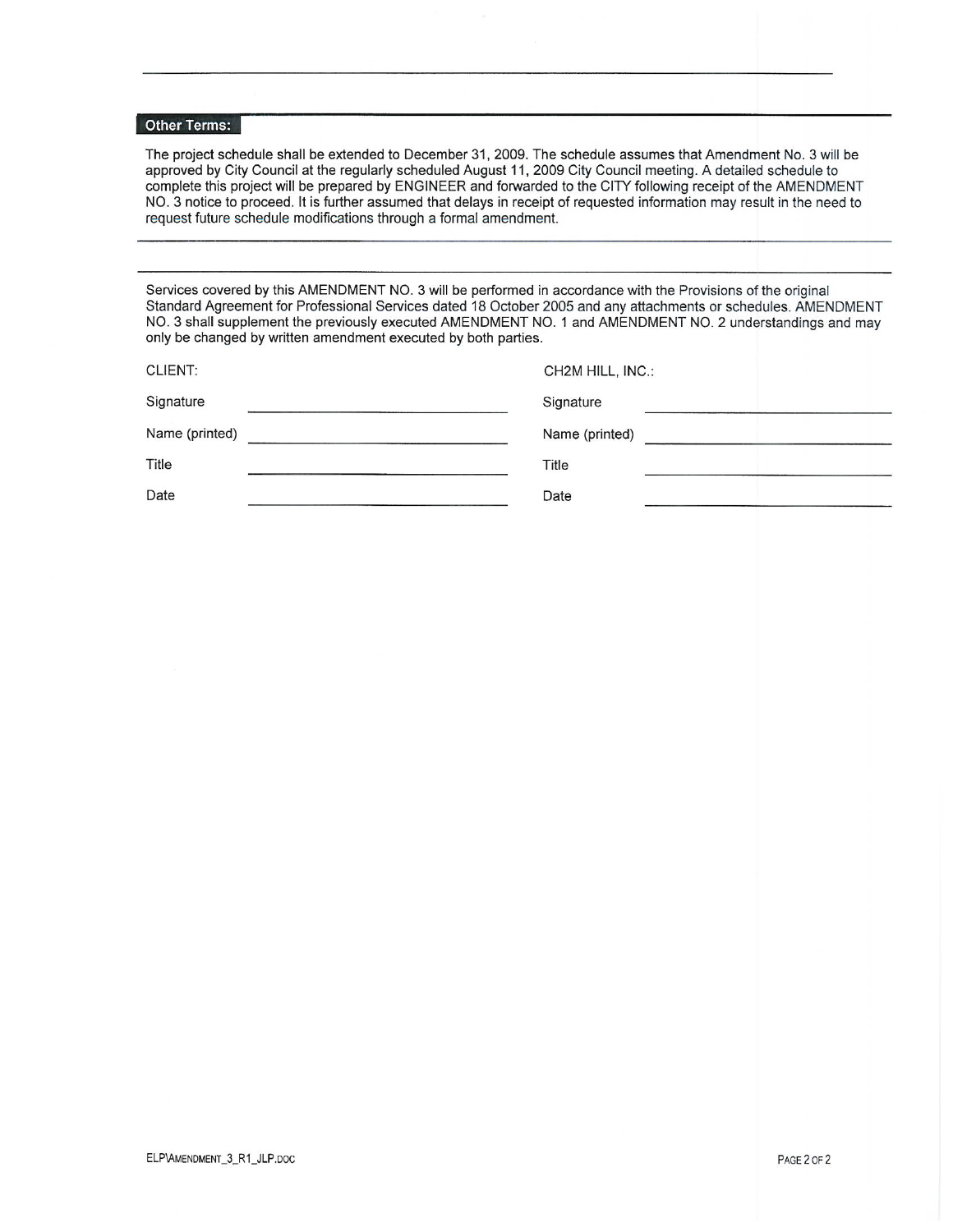## Other Terms:

The project schedule shall be extended to December 31, 2009. The schedule assumes that Amendment No. 3 will be approved by City Council at the regularly scheduled August 11, 2009 City Council meeting. A detailed schedule to complete this project will be prepared by ENGINEER and forwarded to the CITY following receipt of the AMENDMENT NO. 3 notice to proceed. It is further assumed that delays in receipt of requested information may result in the need to request future schedule modifications through a formal amendment.

---

Services covered by this AMENDMENT NO. 3 will be performed in accordance with the Provisions of the original Standard Agreement for Professional Services dated 18 October 2005 and any attachments or schedules. AMENDMENT NO. 3 shall supplement the previously executed AMENDMENT NO. 1 and AMENDMENT NO. 2 understandings and may only be changed by written amendment executed by both parties.

| CLIENT: | | CH2M HILL, INC.: | |
| --- | --- | --- | --- |
| Signature | ____________________ | Signature | ____________________ |
| Name (printed) | ____________________ | Name (printed) | ____________________ |
| Title | ____________________ | Title | ____________________ |
| Date | ____________________ | Date | ____________________ |

ELP\AMENDMENT_3_R1_JLP.DOC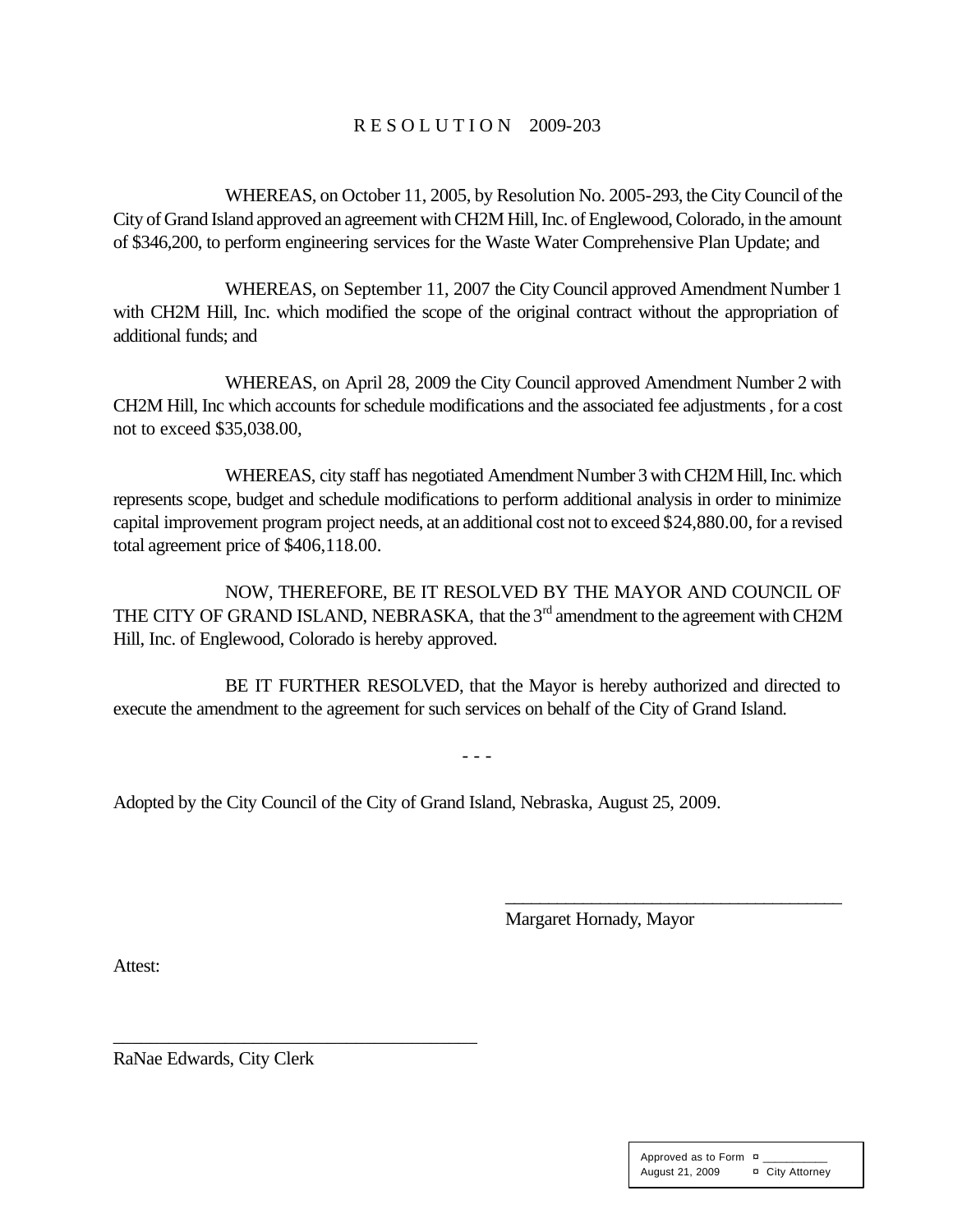# RESOLUTION 2009-203

WHEREAS, on October 11, 2005, by Resolution No. 2005-293, the City Council of the City of Grand Island approved an agreement with CH2M Hill, Inc. of Englewood, Colorado, in the amount of $346,200, to perform engineering services for the Waste Water Comprehensive Plan Update; and

WHEREAS, on September 11, 2007 the City Council approved Amendment Number 1 with CH2M Hill, Inc. which modified the scope of the original contract without the appropriation of additional funds; and

WHEREAS, on April 28, 2009 the City Council approved Amendment Number 2 with CH2M Hill, Inc which accounts for schedule modifications and the associated fee adjustments , for a cost not to exceed $35,038.00,

WHEREAS, city staff has negotiated Amendment Number 3 with CH2M Hill, Inc. which represents scope, budget and schedule modifications to perform additional analysis in order to minimize capital improvement program project needs, at an additional cost not to exceed $24,880.00, for a revised total agreement price of $406,118.00.

NOW, THEREFORE, BE IT RESOLVED BY THE MAYOR AND COUNCIL OF THE CITY OF GRAND ISLAND, NEBRASKA, that the 3rd amendment to the agreement with CH2M Hill, Inc. of Englewood, Colorado is hereby approved.

BE IT FURTHER RESOLVED, that the Mayor is hereby authorized and directed to execute the amendment to the agreement for such services on behalf of the City of Grand Island.

- - -

Adopted by the City Council of the City of Grand Island, Nebraska, August 25, 2009.

_____________________________________

Margaret Hornady, Mayor

Attest:

_____________________________________

RaNae Edwards, City Clerk

Approved as to Form ¤ __________
August 21, 2009 ¤ City Attorney